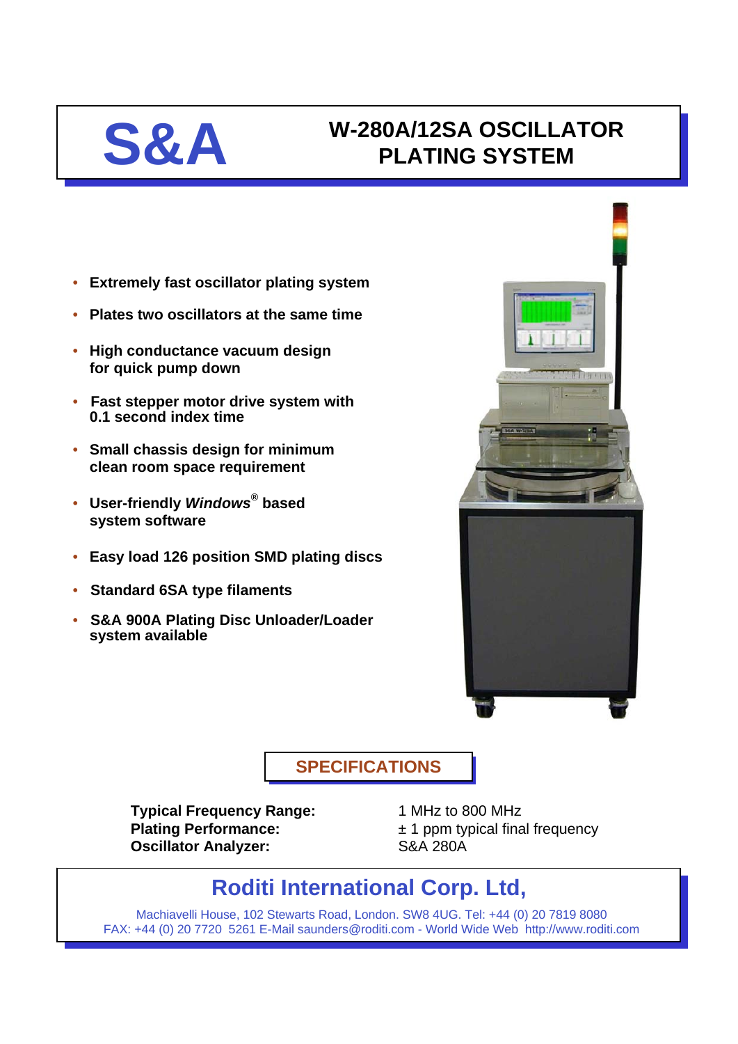# S&A

# W-280A/12SA OSCILLATOR PLATING SYSTEM

- **Extremely fast oscillator plating system**
- **Plates two oscillators at the same time**
- **High conductance vacuum design for quick pump down**
- **Fast stepper motor drive system with 0.1 second index time**
- **Small chassis design for minimum clean room space requirement**
- **User-friendly *Windows*® based system software**
- **Easy load 126 position SMD plating discs**
- **Standard 6SA type filaments**
- **S&A 900A Plating Disc Unloader/Loader system available**

## SPECIFICATIONS

| | |
|---|---|
| **Typical Frequency Range:** | 1 MHz to 800 MHz |
| **Plating Performance:** | ± 1 ppm typical final frequency |
| **Oscillator Analyzer:** | S&A 280A |

## Roditi International Corp. Ltd,

Machiavelli House, 102 Stewarts Road, London. SW8 4UG. Tel: +44 (0) 20 7819 8080
FAX: +44 (0) 20 7720 5261 E-Mail saunders@roditi.com - World Wide Web http://www.roditi.com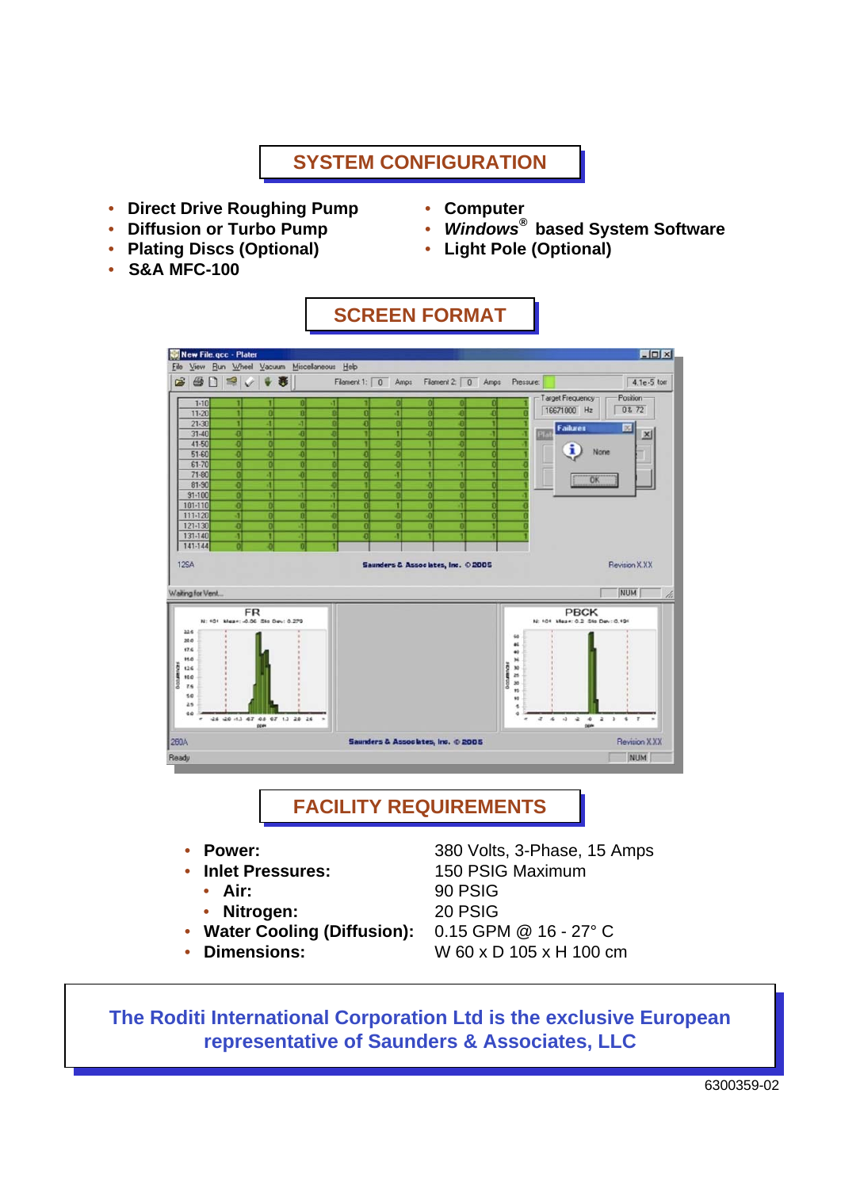## SYSTEM CONFIGURATION

- Direct Drive Roughing Pump
- Diffusion or Turbo Pump
- Plating Discs (Optional)
- S&A MFC-100
- Computer
- *Windows*® based System Software
- Light Pole (Optional)

## SCREEN FORMAT

## FACILITY REQUIREMENTS

- **Power:** 380 Volts, 3-Phase, 15 Amps
- **Inlet Pressures:** 150 PSIG Maximum
  - **Air:** 90 PSIG
  - **Nitrogen:** 20 PSIG
- **Water Cooling (Diffusion):** 0.15 GPM @ 16 - 27° C
- **Dimensions:** W 60 x D 105 x H 100 cm

**The Roditi International Corporation Ltd is the exclusive European representative of Saunders & Associates, LLC**

6300359-02